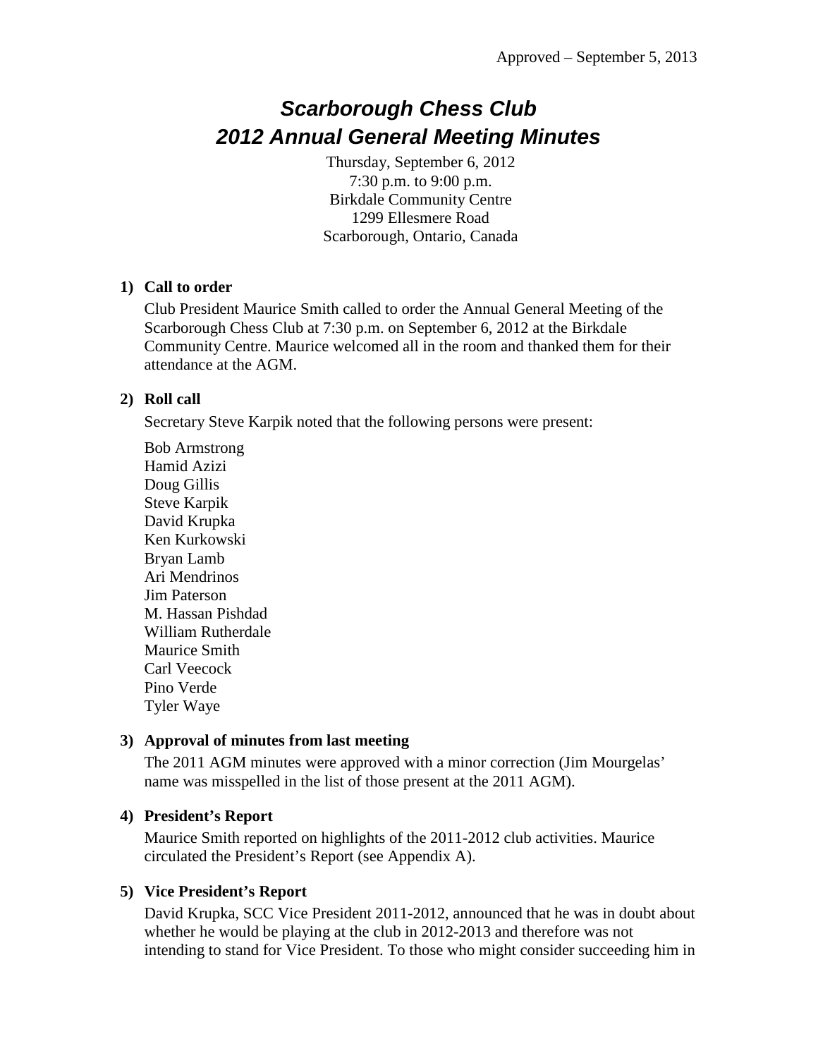Approved – September 5, 2013

# *Scarborough Chess Club*
# *2012 Annual General Meeting Minutes*

Thursday, September 6, 2012
7:30 p.m. to 9:00 p.m.
Birkdale Community Centre
1299 Ellesmere Road
Scarborough, Ontario, Canada

## 1) Call to order

Club President Maurice Smith called to order the Annual General Meeting of the Scarborough Chess Club at 7:30 p.m. on September 6, 2012 at the Birkdale Community Centre. Maurice welcomed all in the room and thanked them for their attendance at the AGM.

## 2) Roll call

Secretary Steve Karpik noted that the following persons were present:

Bob Armstrong
Hamid Azizi
Doug Gillis
Steve Karpik
David Krupka
Ken Kurkowski
Bryan Lamb
Ari Mendrinos
Jim Paterson
M. Hassan Pishdad
William Rutherdale
Maurice Smith
Carl Veecock
Pino Verde
Tyler Waye

## 3) Approval of minutes from last meeting

The 2011 AGM minutes were approved with a minor correction (Jim Mourgelas' name was misspelled in the list of those present at the 2011 AGM).

## 4) President's Report

Maurice Smith reported on highlights of the 2011-2012 club activities. Maurice circulated the President's Report (see Appendix A).

## 5) Vice President's Report

David Krupka, SCC Vice President 2011-2012, announced that he was in doubt about whether he would be playing at the club in 2012-2013 and therefore was not intending to stand for Vice President. To those who might consider succeeding him in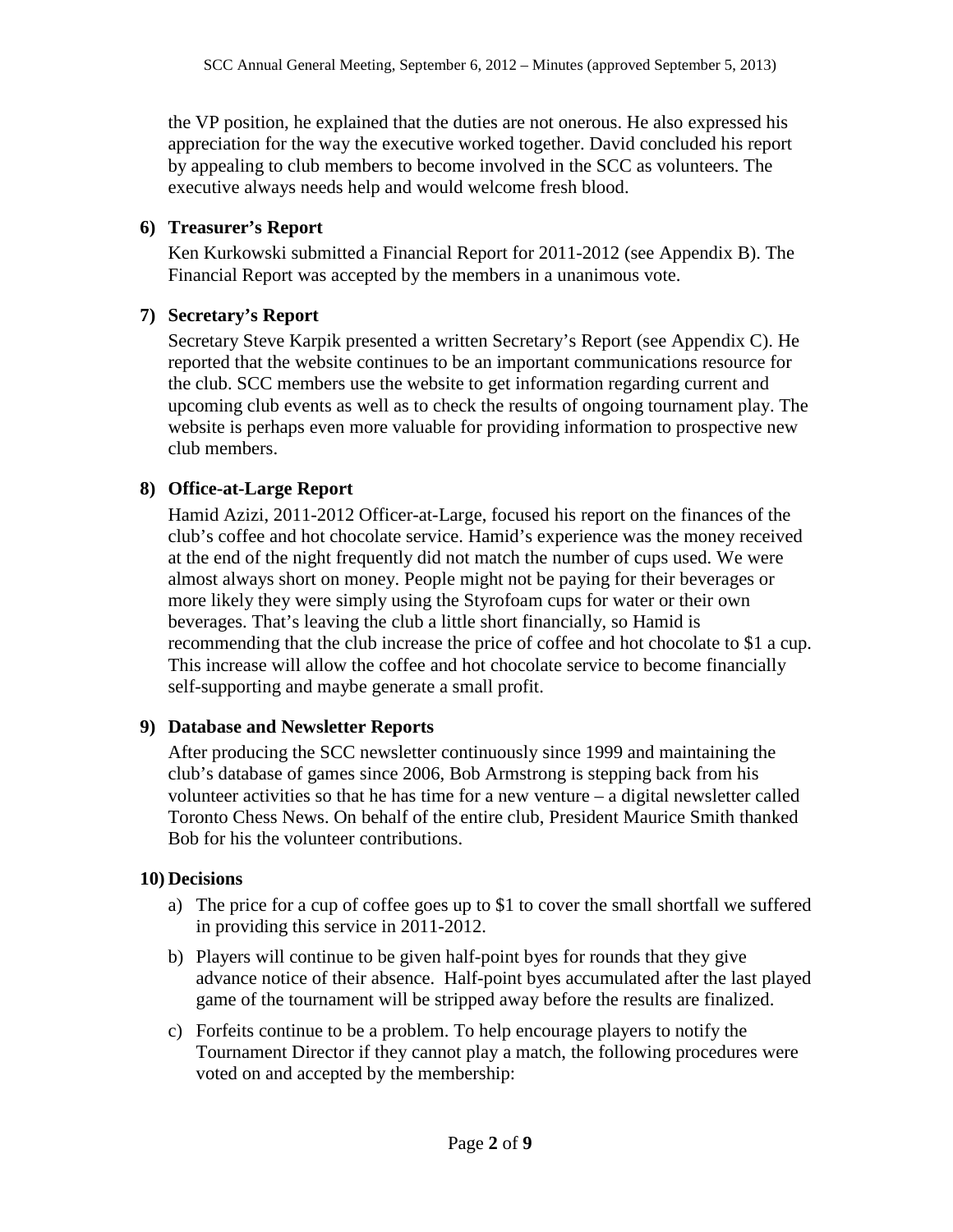the VP position, he explained that the duties are not onerous. He also expressed his appreciation for the way the executive worked together. David concluded his report by appealing to club members to become involved in the SCC as volunteers. The executive always needs help and would welcome fresh blood.

**6) Treasurer's Report**

Ken Kurkowski submitted a Financial Report for 2011-2012 (see Appendix B). The Financial Report was accepted by the members in a unanimous vote.

**7) Secretary's Report**

Secretary Steve Karpik presented a written Secretary's Report (see Appendix C). He reported that the website continues to be an important communications resource for the club. SCC members use the website to get information regarding current and upcoming club events as well as to check the results of ongoing tournament play. The website is perhaps even more valuable for providing information to prospective new club members.

**8) Office-at-Large Report**

Hamid Azizi, 2011-2012 Officer-at-Large, focused his report on the finances of the club's coffee and hot chocolate service. Hamid's experience was the money received at the end of the night frequently did not match the number of cups used. We were almost always short on money. People might not be paying for their beverages or more likely they were simply using the Styrofoam cups for water or their own beverages. That's leaving the club a little short financially, so Hamid is recommending that the club increase the price of coffee and hot chocolate to $1 a cup. This increase will allow the coffee and hot chocolate service to become financially self-supporting and maybe generate a small profit.

**9) Database and Newsletter Reports**

After producing the SCC newsletter continuously since 1999 and maintaining the club's database of games since 2006, Bob Armstrong is stepping back from his volunteer activities so that he has time for a new venture – a digital newsletter called Toronto Chess News. On behalf of the entire club, President Maurice Smith thanked Bob for his the volunteer contributions.

**10) Decisions**

a) The price for a cup of coffee goes up to $1 to cover the small shortfall we suffered in providing this service in 2011-2012.

b) Players will continue to be given half-point byes for rounds that they give advance notice of their absence. Half-point byes accumulated after the last played game of the tournament will be stripped away before the results are finalized.

c) Forfeits continue to be a problem. To help encourage players to notify the Tournament Director if they cannot play a match, the following procedures were voted on and accepted by the membership: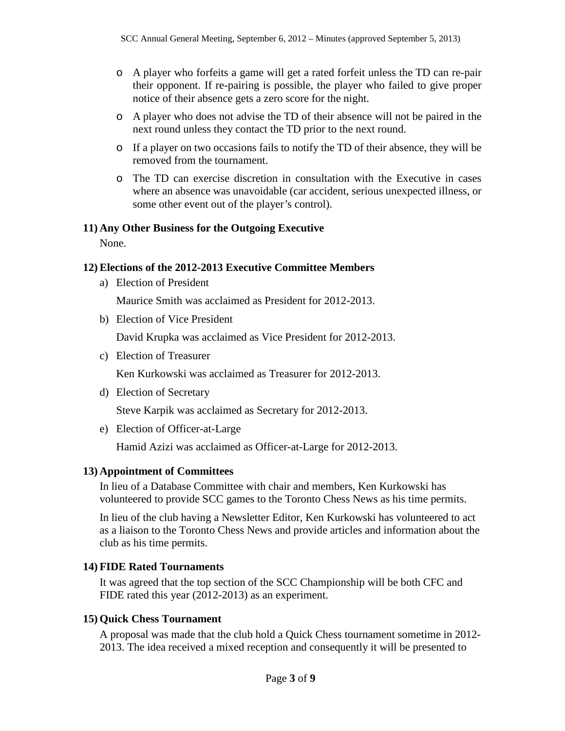- A player who forfeits a game will get a rated forfeit unless the TD can re-pair their opponent. If re-pairing is possible, the player who failed to give proper notice of their absence gets a zero score for the night.
- A player who does not advise the TD of their absence will not be paired in the next round unless they contact the TD prior to the next round.
- If a player on two occasions fails to notify the TD of their absence, they will be removed from the tournament.
- The TD can exercise discretion in consultation with the Executive in cases where an absence was unavoidable (car accident, serious unexpected illness, or some other event out of the player's control).

**11) Any Other Business for the Outgoing Executive**

None.

**12) Elections of the 2012-2013 Executive Committee Members**

a) Election of President

Maurice Smith was acclaimed as President for 2012-2013.

b) Election of Vice President

David Krupka was acclaimed as Vice President for 2012-2013.

c) Election of Treasurer

Ken Kurkowski was acclaimed as Treasurer for 2012-2013.

d) Election of Secretary

Steve Karpik was acclaimed as Secretary for 2012-2013.

e) Election of Officer-at-Large

Hamid Azizi was acclaimed as Officer-at-Large for 2012-2013.

**13) Appointment of Committees**

In lieu of a Database Committee with chair and members, Ken Kurkowski has volunteered to provide SCC games to the Toronto Chess News as his time permits.

In lieu of the club having a Newsletter Editor, Ken Kurkowski has volunteered to act as a liaison to the Toronto Chess News and provide articles and information about the club as his time permits.

**14) FIDE Rated Tournaments**

It was agreed that the top section of the SCC Championship will be both CFC and FIDE rated this year (2012-2013) as an experiment.

**15) Quick Chess Tournament**

A proposal was made that the club hold a Quick Chess tournament sometime in 2012-2013. The idea received a mixed reception and consequently it will be presented to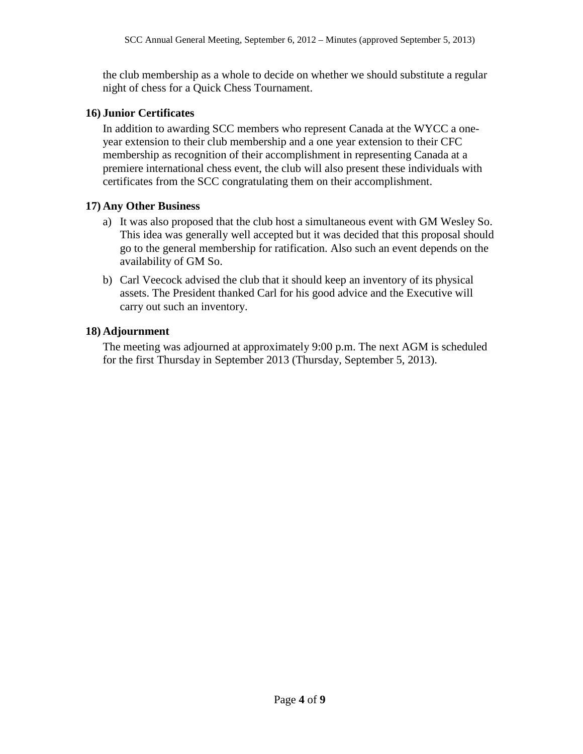the club membership as a whole to decide on whether we should substitute a regular night of chess for a Quick Chess Tournament.

**16) Junior Certificates**

In addition to awarding SCC members who represent Canada at the WYCC a one-year extension to their club membership and a one year extension to their CFC membership as recognition of their accomplishment in representing Canada at a premiere international chess event, the club will also present these individuals with certificates from the SCC congratulating them on their accomplishment.

**17) Any Other Business**

a) It was also proposed that the club host a simultaneous event with GM Wesley So. This idea was generally well accepted but it was decided that this proposal should go to the general membership for ratification. Also such an event depends on the availability of GM So.

b) Carl Veecock advised the club that it should keep an inventory of its physical assets. The President thanked Carl for his good advice and the Executive will carry out such an inventory.

**18) Adjournment**

The meeting was adjourned at approximately 9:00 p.m. The next AGM is scheduled for the first Thursday in September 2013 (Thursday, September 5, 2013).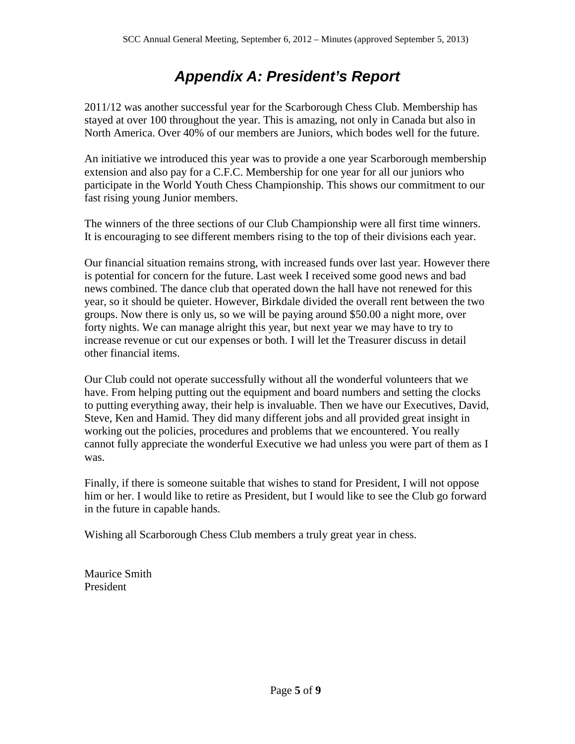# ***Appendix A: President's Report***

2011/12 was another successful year for the Scarborough Chess Club. Membership has stayed at over 100 throughout the year. This is amazing, not only in Canada but also in North America. Over 40% of our members are Juniors, which bodes well for the future.

An initiative we introduced this year was to provide a one year Scarborough membership extension and also pay for a C.F.C. Membership for one year for all our juniors who participate in the World Youth Chess Championship. This shows our commitment to our fast rising young Junior members.

The winners of the three sections of our Club Championship were all first time winners. It is encouraging to see different members rising to the top of their divisions each year.

Our financial situation remains strong, with increased funds over last year. However there is potential for concern for the future. Last week I received some good news and bad news combined. The dance club that operated down the hall have not renewed for this year, so it should be quieter. However, Birkdale divided the overall rent between the two groups. Now there is only us, so we will be paying around $50.00 a night more, over forty nights. We can manage alright this year, but next year we may have to try to increase revenue or cut our expenses or both. I will let the Treasurer discuss in detail other financial items.

Our Club could not operate successfully without all the wonderful volunteers that we have. From helping putting out the equipment and board numbers and setting the clocks to putting everything away, their help is invaluable. Then we have our Executives, David, Steve, Ken and Hamid. They did many different jobs and all provided great insight in working out the policies, procedures and problems that we encountered. You really cannot fully appreciate the wonderful Executive we had unless you were part of them as I was.

Finally, if there is someone suitable that wishes to stand for President, I will not oppose him or her. I would like to retire as President, but I would like to see the Club go forward in the future in capable hands.

Wishing all Scarborough Chess Club members a truly great year in chess.

Maurice Smith
President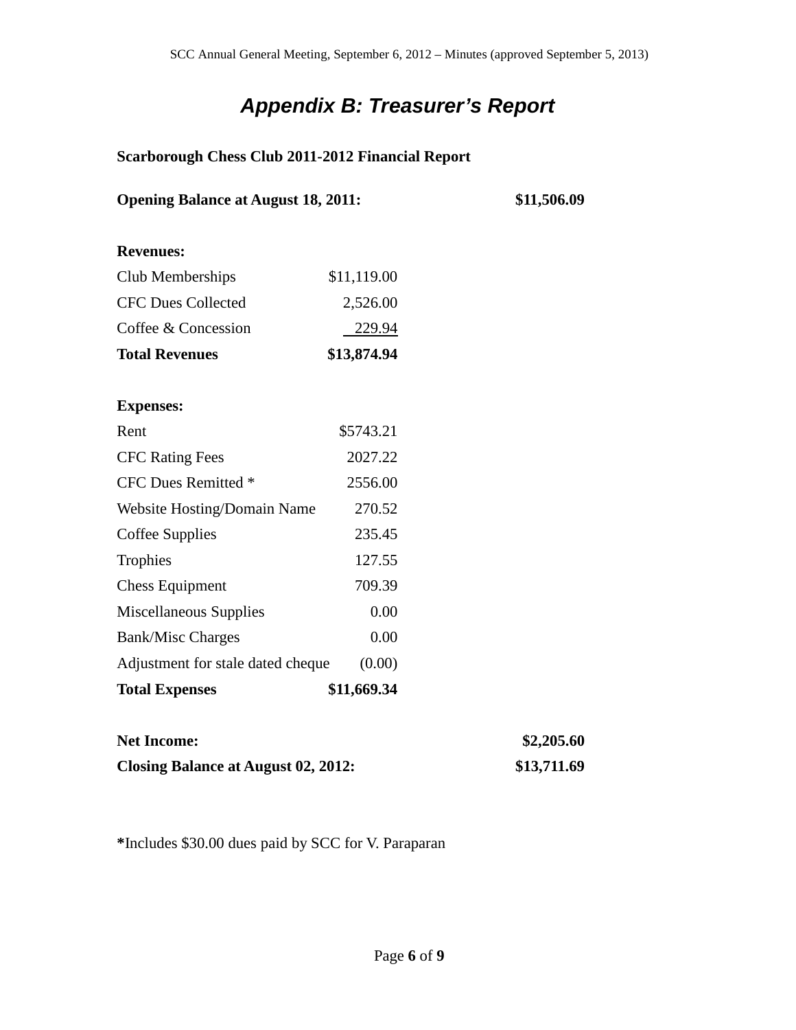# *Appendix B: Treasurer's Report*

**Scarborough Chess Club 2011-2012 Financial Report**

| | | |
|---|---|---|
| **Opening Balance at August 18, 2011:** | | **$11,506.09** |
| | | |
| **Revenues:** | | |
| Club Memberships | $11,119.00 | |
| CFC Dues Collected | 2,526.00 | |
| Coffee & Concession | 229.94 | |
| **Total Revenues** | **$13,874.94** | |
| | | |
| **Expenses:** | | |
| Rent | $5743.21 | |
| CFC Rating Fees | 2027.22 | |
| CFC Dues Remitted * | 2556.00 | |
| Website Hosting/Domain Name | 270.52 | |
| Coffee Supplies | 235.45 | |
| Trophies | 127.55 | |
| Chess Equipment | 709.39 | |
| Miscellaneous Supplies | 0.00 | |
| Bank/Misc Charges | 0.00 | |
| Adjustment for stale dated cheque | (0.00) | |
| **Total Expenses** | **$11,669.34** | |
| | | |
| **Net Income:** | | **$2,205.60** |
| **Closing Balance at August 02, 2012:** | | **$13,711.69** |

**\***Includes $30.00 dues paid by SCC for V. Paraparan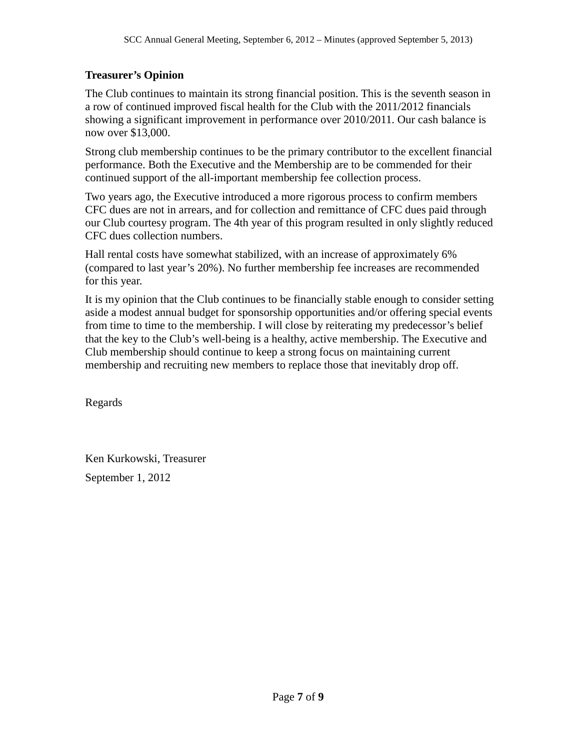**Treasurer's Opinion**

The Club continues to maintain its strong financial position. This is the seventh season in a row of continued improved fiscal health for the Club with the 2011/2012 financials showing a significant improvement in performance over 2010/2011. Our cash balance is now over $13,000.

Strong club membership continues to be the primary contributor to the excellent financial performance. Both the Executive and the Membership are to be commended for their continued support of the all-important membership fee collection process.

Two years ago, the Executive introduced a more rigorous process to confirm members CFC dues are not in arrears, and for collection and remittance of CFC dues paid through our Club courtesy program. The 4th year of this program resulted in only slightly reduced CFC dues collection numbers.

Hall rental costs have somewhat stabilized, with an increase of approximately 6% (compared to last year's 20%). No further membership fee increases are recommended for this year.

It is my opinion that the Club continues to be financially stable enough to consider setting aside a modest annual budget for sponsorship opportunities and/or offering special events from time to time to the membership. I will close by reiterating my predecessor's belief that the key to the Club's well-being is a healthy, active membership. The Executive and Club membership should continue to keep a strong focus on maintaining current membership and recruiting new members to replace those that inevitably drop off.

Regards

Ken Kurkowski, Treasurer

September 1, 2012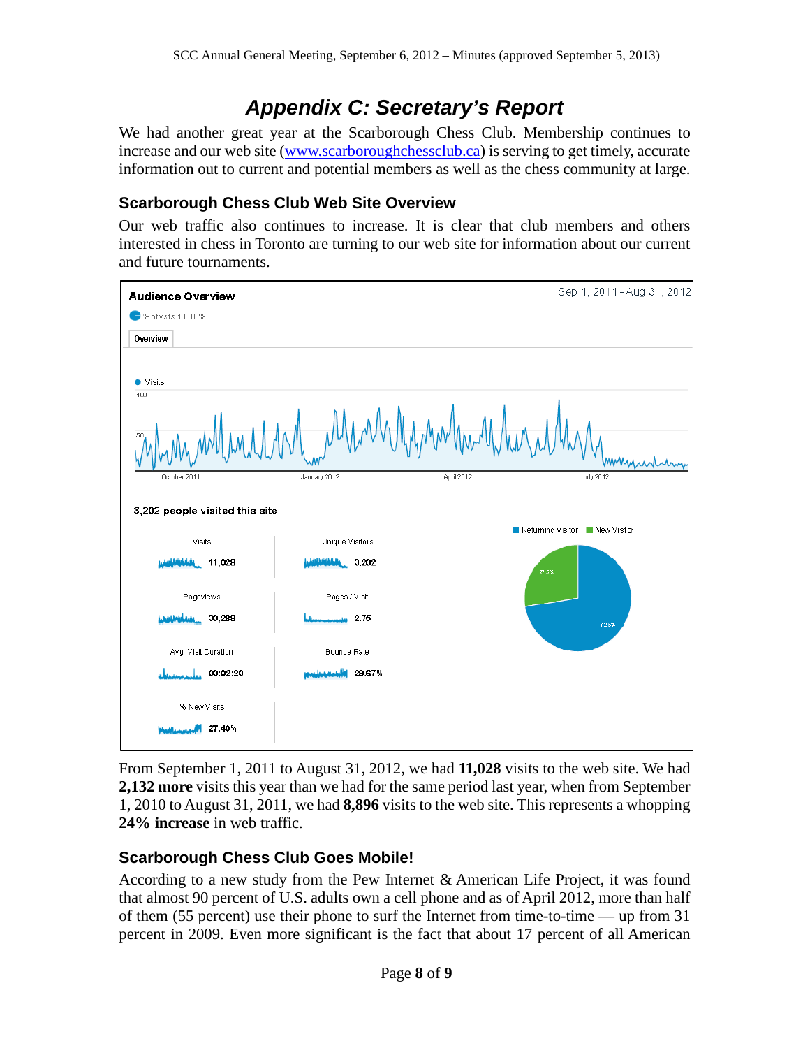# Appendix C: Secretary's Report

We had another great year at the Scarborough Chess Club. Membership continues to increase and our web site (www.scarboroughchessclub.ca) is serving to get timely, accurate information out to current and potential members as well as the chess community at large.

## Scarborough Chess Club Web Site Overview

Our web traffic also continues to increase. It is clear that club members and others interested in chess in Toronto are turning to our web site for information about our current and future tournaments.

**Audience Overview** — Sep 1, 2011 - Aug 31, 2012

% of visits 100.00%

Overview

Visits

3,202 people visited this site

| Metric | Value |
|---|---|
| Visits | 11,028 |
| Unique Visitors | 3,202 |
| Pageviews | 30,288 |
| Pages / Visit | 2.75 |
| Avg. Visit Duration | 00:02:20 |
| Bounce Rate | 29.67% |
| % New Visits | 27.40% |

Returning Visitor / New Visitor

From September 1, 2011 to August 31, 2012, we had **11,028** visits to the web site. We had **2,132 more** visits this year than we had for the same period last year, when from September 1, 2010 to August 31, 2011, we had **8,896** visits to the web site. This represents a whopping **24% increase** in web traffic.

## Scarborough Chess Club Goes Mobile!

According to a new study from the Pew Internet & American Life Project, it was found that almost 90 percent of U.S. adults own a cell phone and as of April 2012, more than half of them (55 percent) use their phone to surf the Internet from time-to-time — up from 31 percent in 2009. Even more significant is the fact that about 17 percent of all American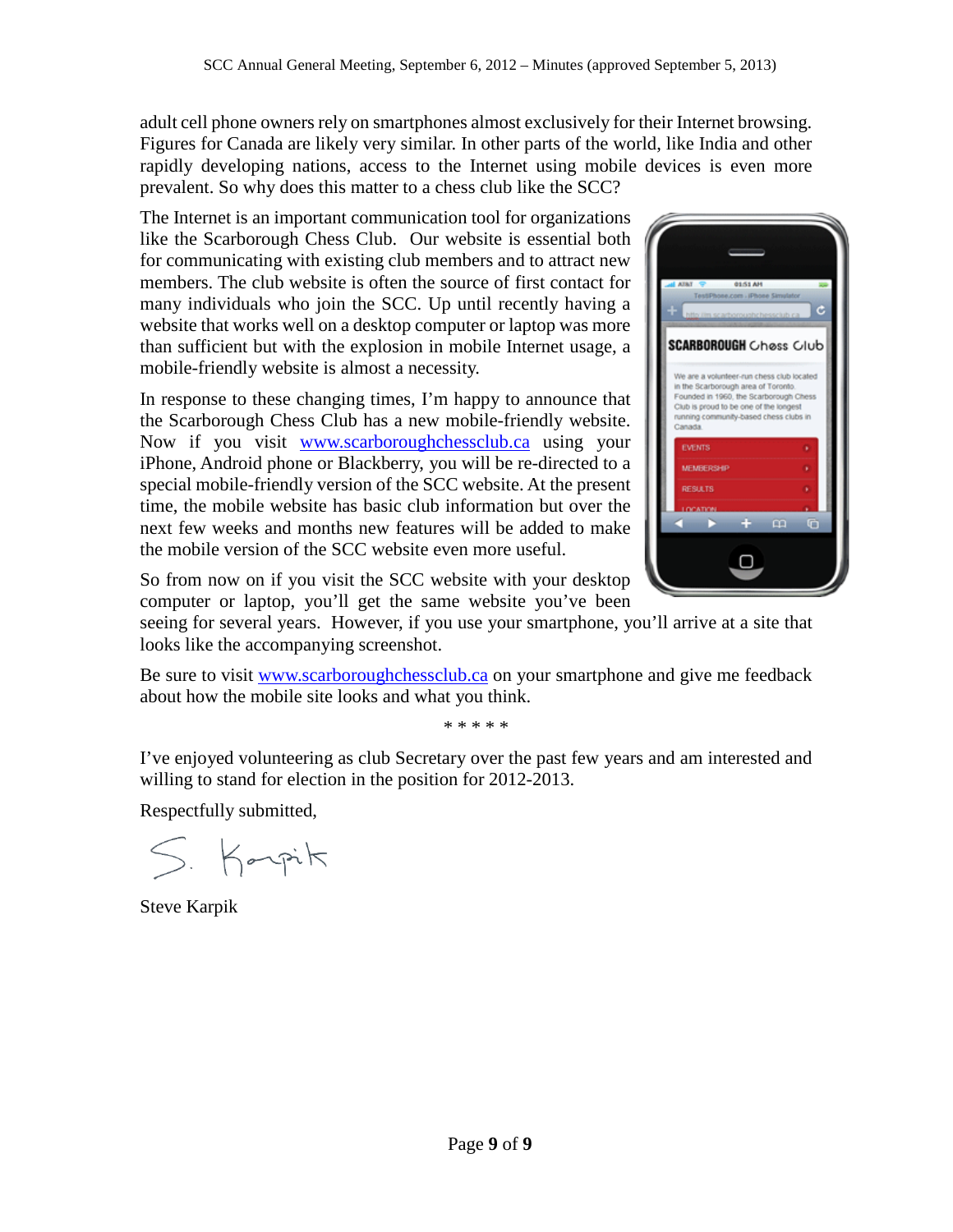adult cell phone owners rely on smartphones almost exclusively for their Internet browsing. Figures for Canada are likely very similar. In other parts of the world, like India and other rapidly developing nations, access to the Internet using mobile devices is even more prevalent. So why does this matter to a chess club like the SCC?

The Internet is an important communication tool for organizations like the Scarborough Chess Club. Our website is essential both for communicating with existing club members and to attract new members. The club website is often the source of first contact for many individuals who join the SCC. Up until recently having a website that works well on a desktop computer or laptop was more than sufficient but with the explosion in mobile Internet usage, a mobile-friendly website is almost a necessity.

In response to these changing times, I'm happy to announce that the Scarborough Chess Club has a new mobile-friendly website. Now if you visit [www.scarboroughchessclub.ca](http://www.scarboroughchessclub.ca) using your iPhone, Android phone or Blackberry, you will be re-directed to a special mobile-friendly version of the SCC website. At the present time, the mobile website has basic club information but over the next few weeks and months new features will be added to make the mobile version of the SCC website even more useful.

So from now on if you visit the SCC website with your desktop computer or laptop, you'll get the same website you've been seeing for several years. However, if you use your smartphone, you'll arrive at a site that looks like the accompanying screenshot.

Be sure to visit [www.scarboroughchessclub.ca](http://www.scarboroughchessclub.ca) on your smartphone and give me feedback about how the mobile site looks and what you think.

\* \* \* \* \*

I've enjoyed volunteering as club Secretary over the past few years and am interested and willing to stand for election in the position for 2012-2013.

Respectfully submitted,

S. Karpik

Steve Karpik